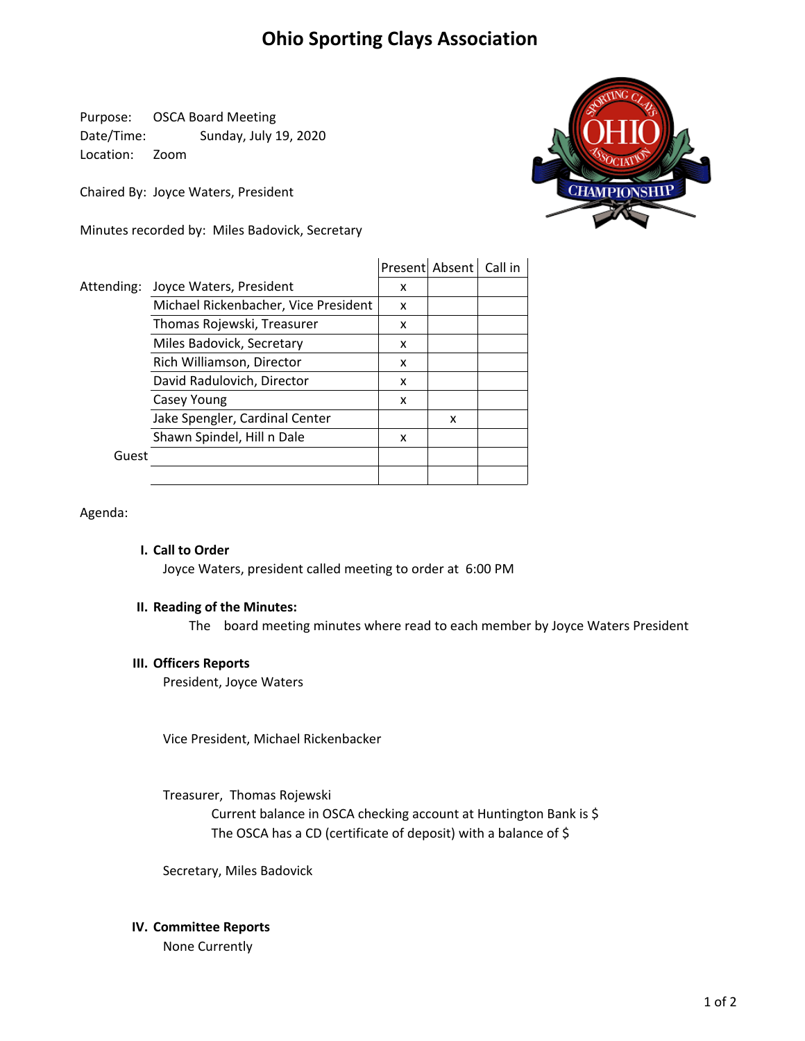# Ohio Sporting Clays Association

Purpose: OSCA Board Meeting
Date/Time: Sunday, July 19, 2020
Location: Zoom

Chaired By: Joyce Waters, President

Minutes recorded by: Miles Badovick, Secretary

| | | Present | Absent | Call in |
|---|---|---|---|---|
| Attending: | Joyce Waters, President | x | | |
| | Michael Rickenbacher, Vice President | x | | |
| | Thomas Rojewski, Treasurer | x | | |
| | Miles Badovick, Secretary | x | | |
| | Rich Williamson, Director | x | | |
| | David Radulovich, Director | x | | |
| | Casey Young | x | | |
| | Jake Spengler, Cardinal Center | | x | |
| | Shawn Spindel, Hill n Dale | x | | |
| Guest | | | | |
| | | | | |

Agenda:

**I. Call to Order**

Joyce Waters, president called meeting to order at 6:00 PM

**II. Reading of the Minutes:**

The board meeting minutes where read to each member by Joyce Waters President

**III. Officers Reports**

President, Joyce Waters

Vice President, Michael Rickenbacker

Treasurer, Thomas Rojewski

Current balance in OSCA checking account at Huntington Bank is $
The OSCA has a CD (certificate of deposit) with a balance of $

Secretary, Miles Badovick

**IV. Committee Reports**

None Currently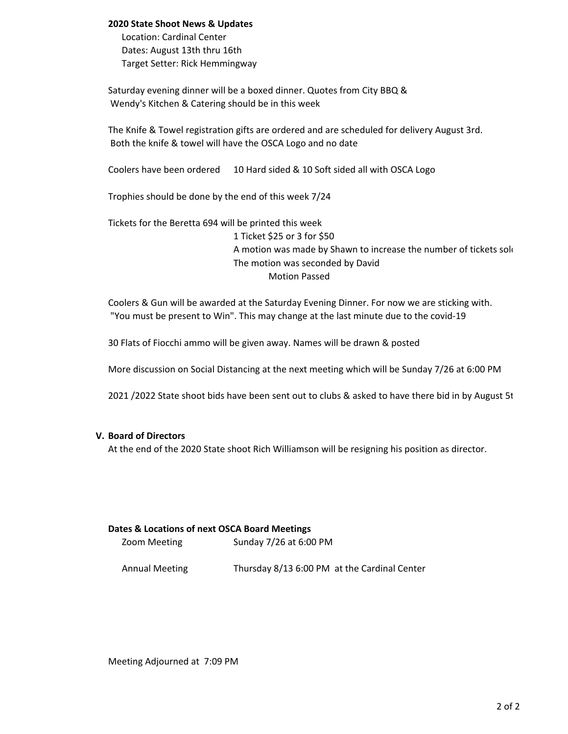**2020 State Shoot News & Updates**

Location: Cardinal Center
Dates: August 13th thru 16th
Target Setter: Rick Hemmingway

Saturday evening dinner will be a boxed dinner. Quotes from City BBQ & Wendy's Kitchen & Catering should be in this week

The Knife & Towel registration gifts are ordered and are scheduled for delivery August 3rd. Both the knife & towel will have the OSCA Logo and no date

Coolers have been ordered 10 Hard sided & 10 Soft sided all with OSCA Logo

Trophies should be done by the end of this week 7/24

Tickets for the Beretta 694 will be printed this week

1 Ticket $25 or 3 for $50
A motion was made by Shawn to increase the number of tickets sol
The motion was seconded by David
Motion Passed

Coolers & Gun will be awarded at the Saturday Evening Dinner. For now we are sticking with. "You must be present to Win". This may change at the last minute due to the covid-19

30 Flats of Fiocchi ammo will be given away. Names will be drawn & posted

More discussion on Social Distancing at the next meeting which will be Sunday 7/26 at 6:00 PM

2021 /2022 State shoot bids have been sent out to clubs & asked to have there bid in by August 5t

**V. Board of Directors**

At the end of the 2020 State shoot Rich Williamson will be resigning his position as director.

**Dates & Locations of next OSCA Board Meetings**

| | |
|---|---|
| Zoom Meeting | Sunday 7/26 at 6:00 PM |
| Annual Meeting | Thursday 8/13 6:00 PM at the Cardinal Center |

Meeting Adjourned at 7:09 PM